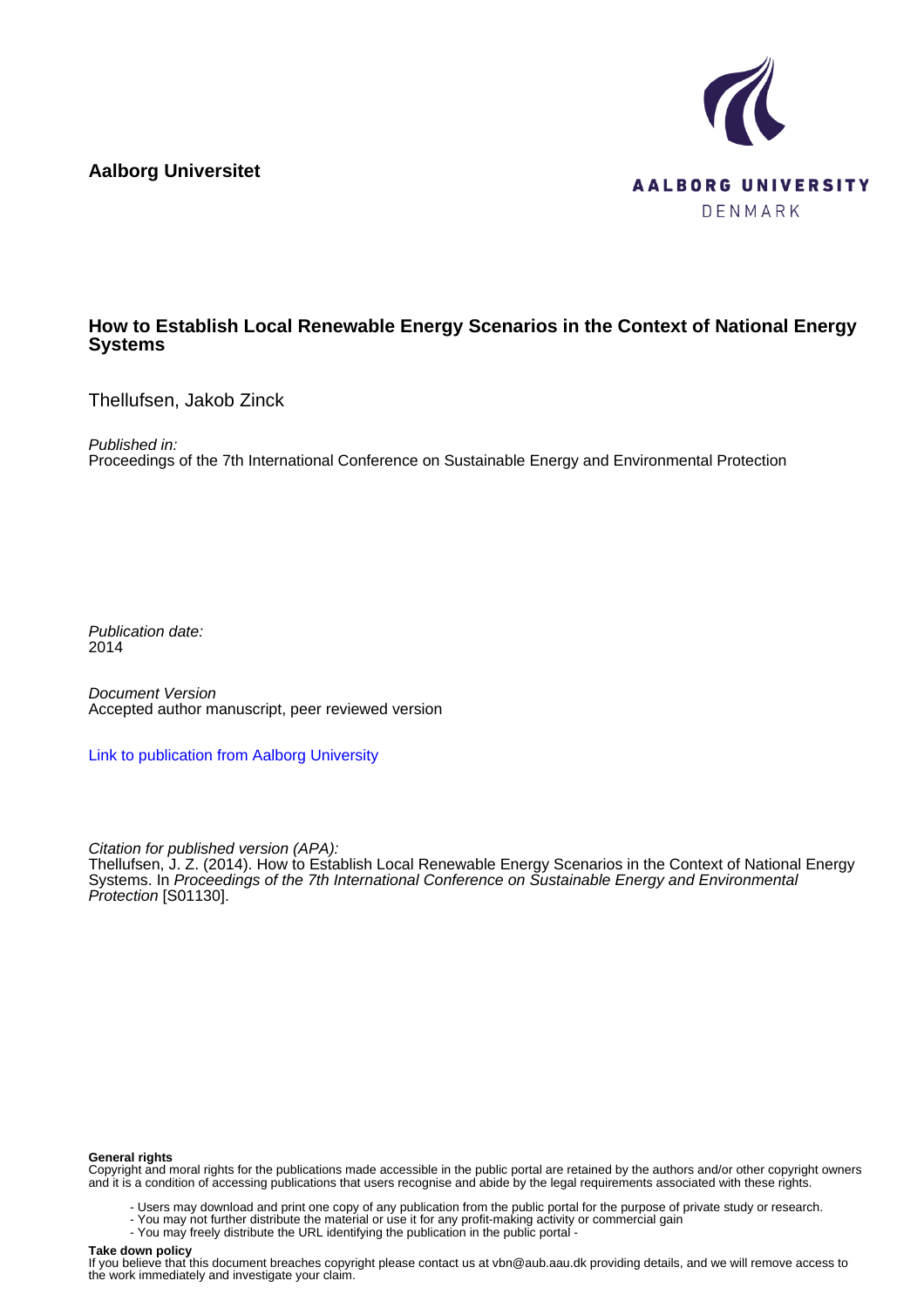**Aalborg Universitet**

AALBORG UNIVERSITY
DENMARK

# How to Establish Local Renewable Energy Scenarios in the Context of National Energy Systems

Thellufsen, Jakob Zinck

*Published in:*
Proceedings of the 7th International Conference on Sustainable Energy and Environmental Protection

*Publication date:*
2014

*Document Version*
Accepted author manuscript, peer reviewed version

Link to publication from Aalborg University

*Citation for published version (APA):*
Thellufsen, J. Z. (2014). How to Establish Local Renewable Energy Scenarios in the Context of National Energy Systems. In *Proceedings of the 7th International Conference on Sustainable Energy and Environmental Protection* [S01130].

**General rights**
Copyright and moral rights for the publications made accessible in the public portal are retained by the authors and/or other copyright owners and it is a condition of accessing publications that users recognise and abide by the legal requirements associated with these rights.

- Users may download and print one copy of any publication from the public portal for the purpose of private study or research.
- You may not further distribute the material or use it for any profit-making activity or commercial gain
- You may freely distribute the URL identifying the publication in the public portal -

**Take down policy**
If you believe that this document breaches copyright please contact us at vbn@aub.aau.dk providing details, and we will remove access to the work immediately and investigate your claim.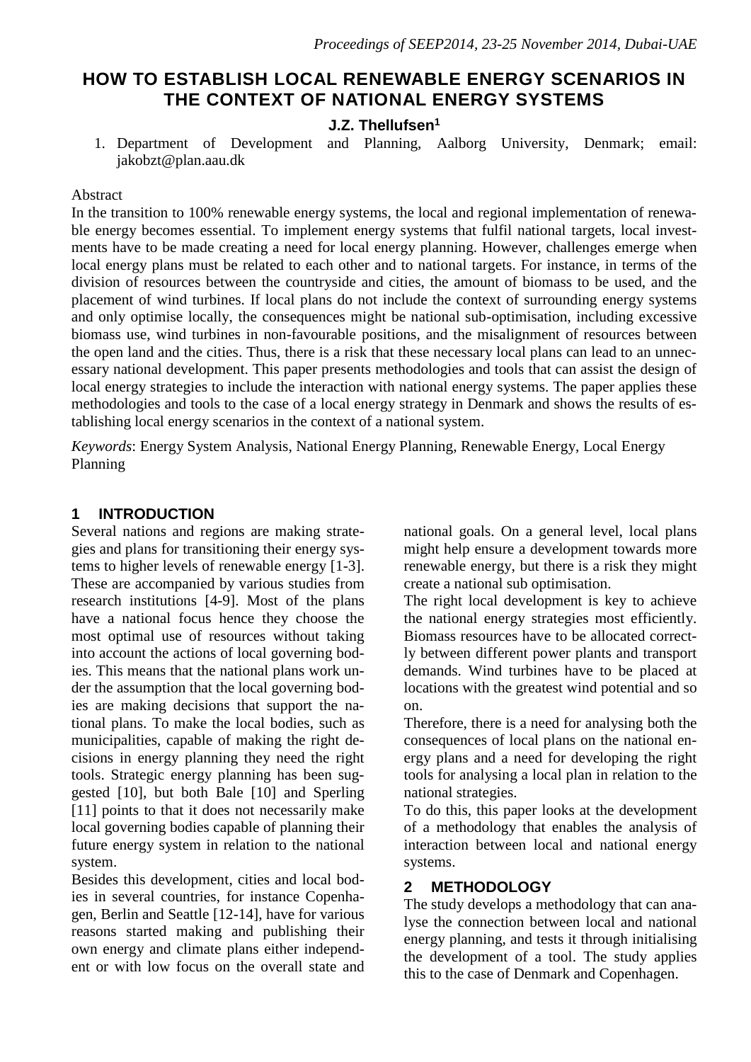# HOW TO ESTABLISH LOCAL RENEWABLE ENERGY SCENARIOS IN THE CONTEXT OF NATIONAL ENERGY SYSTEMS

**J.Z. Thellufsen[1]**

1. Department of Development and Planning, Aalborg University, Denmark; email: jakobzt@plan.aau.dk

Abstract

In the transition to 100% renewable energy systems, the local and regional implementation of renewable energy becomes essential. To implement energy systems that fulfil national targets, local investments have to be made creating a need for local energy planning. However, challenges emerge when local energy plans must be related to each other and to national targets. For instance, in terms of the division of resources between the countryside and cities, the amount of biomass to be used, and the placement of wind turbines. If local plans do not include the context of surrounding energy systems and only optimise locally, the consequences might be national sub-optimisation, including excessive biomass use, wind turbines in non-favourable positions, and the misalignment of resources between the open land and the cities. Thus, there is a risk that these necessary local plans can lead to an unnecessary national development. This paper presents methodologies and tools that can assist the design of local energy strategies to include the interaction with national energy systems. The paper applies these methodologies and tools to the case of a local energy strategy in Denmark and shows the results of establishing local energy scenarios in the context of a national system.

*Keywords*: Energy System Analysis, National Energy Planning, Renewable Energy, Local Energy Planning

## 1 INTRODUCTION

Several nations and regions are making strategies and plans for transitioning their energy systems to higher levels of renewable energy [1-3]. These are accompanied by various studies from research institutions [4-9]. Most of the plans have a national focus hence they choose the most optimal use of resources without taking into account the actions of local governing bodies. This means that the national plans work under the assumption that the local governing bodies are making decisions that support the national plans. To make the local bodies, such as municipalities, capable of making the right decisions in energy planning they need the right tools. Strategic energy planning has been suggested [10], but both Bale [10] and Sperling [11] points to that it does not necessarily make local governing bodies capable of planning their future energy system in relation to the national system.

Besides this development, cities and local bodies in several countries, for instance Copenhagen, Berlin and Seattle [12-14], have for various reasons started making and publishing their own energy and climate plans either independent or with low focus on the overall state and national goals. On a general level, local plans might help ensure a development towards more renewable energy, but there is a risk they might create a national sub optimisation.

The right local development is key to achieve the national energy strategies most efficiently. Biomass resources have to be allocated correctly between different power plants and transport demands. Wind turbines have to be placed at locations with the greatest wind potential and so on.

Therefore, there is a need for analysing both the consequences of local plans on the national energy plans and a need for developing the right tools for analysing a local plan in relation to the national strategies.

To do this, this paper looks at the development of a methodology that enables the analysis of interaction between local and national energy systems.

## 2 METHODOLOGY

The study develops a methodology that can analyse the connection between local and national energy planning, and tests it through initialising the development of a tool. The study applies this to the case of Denmark and Copenhagen.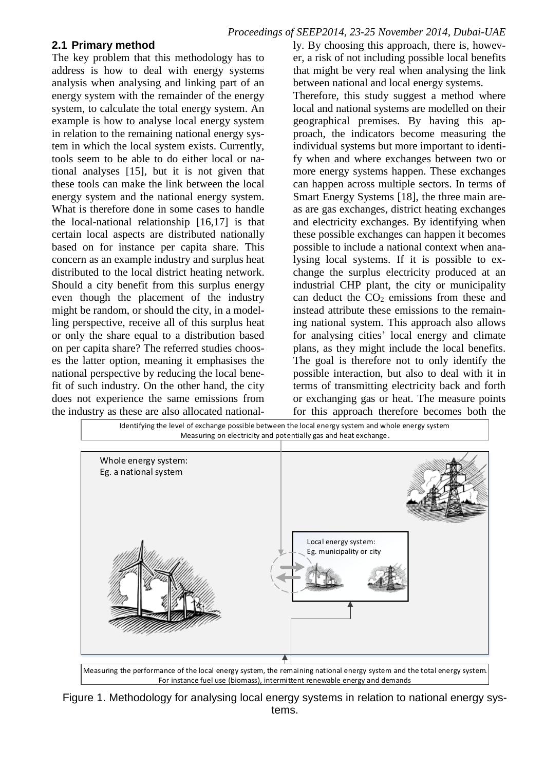## 2.1 Primary method

The key problem that this methodology has to address is how to deal with energy systems analysis when analysing and linking part of an energy system with the remainder of the energy system, to calculate the total energy system. An example is how to analyse local energy system in relation to the remaining national energy system in which the local system exists. Currently, tools seem to be able to do either local or national analyses [15], but it is not given that these tools can make the link between the local energy system and the national energy system. What is therefore done in some cases to handle the local-national relationship [16,17] is that certain local aspects are distributed nationally based on for instance per capita share. This concern as an example industry and surplus heat distributed to the local district heating network. Should a city benefit from this surplus energy even though the placement of the industry might be random, or should the city, in a modelling perspective, receive all of this surplus heat or only the share equal to a distribution based on per capita share? The referred studies chooses the latter option, meaning it emphasises the national perspective by reducing the local benefit of such industry. On the other hand, the city does not experience the same emissions from the industry as these are also allocated nationally. By choosing this approach, there is, however, a risk of not including possible local benefits that might be very real when analysing the link between national and local energy systems.

Therefore, this study suggest a method where local and national systems are modelled on their geographical premises. By having this approach, the indicators become measuring the individual systems but more important to identify when and where exchanges between two or more energy systems happen. These exchanges can happen across multiple sectors. In terms of Smart Energy Systems [18], the three main areas are gas exchanges, district heating exchanges and electricity exchanges. By identifying when these possible exchanges can happen it becomes possible to include a national context when analysing local systems. If it is possible to exchange the surplus electricity produced at an industrial CHP plant, the city or municipality can deduct the $CO_2$ emissions from these and instead attribute these emissions to the remaining national system. This approach also allows for analysing cities' local energy and climate plans, as they might include the local benefits. The goal is therefore not to only identify the possible interaction, but also to deal with it in terms of transmitting electricity back and forth or exchanging gas or heat. The measure points for this approach therefore becomes both the

Identifying the level of exchange possible between the local energy system and whole energy system
Measuring on electricity and potentially gas and heat exchange.

Whole energy system:
Eg. a national system

Local energy system:
Eg. municipality or city

Measuring the performance of the local energy system, the remaining national energy system and the total energy system.
For instance fuel use (biomass), intermittent renewable energy and demands

Figure 1. Methodology for analysing local energy systems in relation to national energy systems.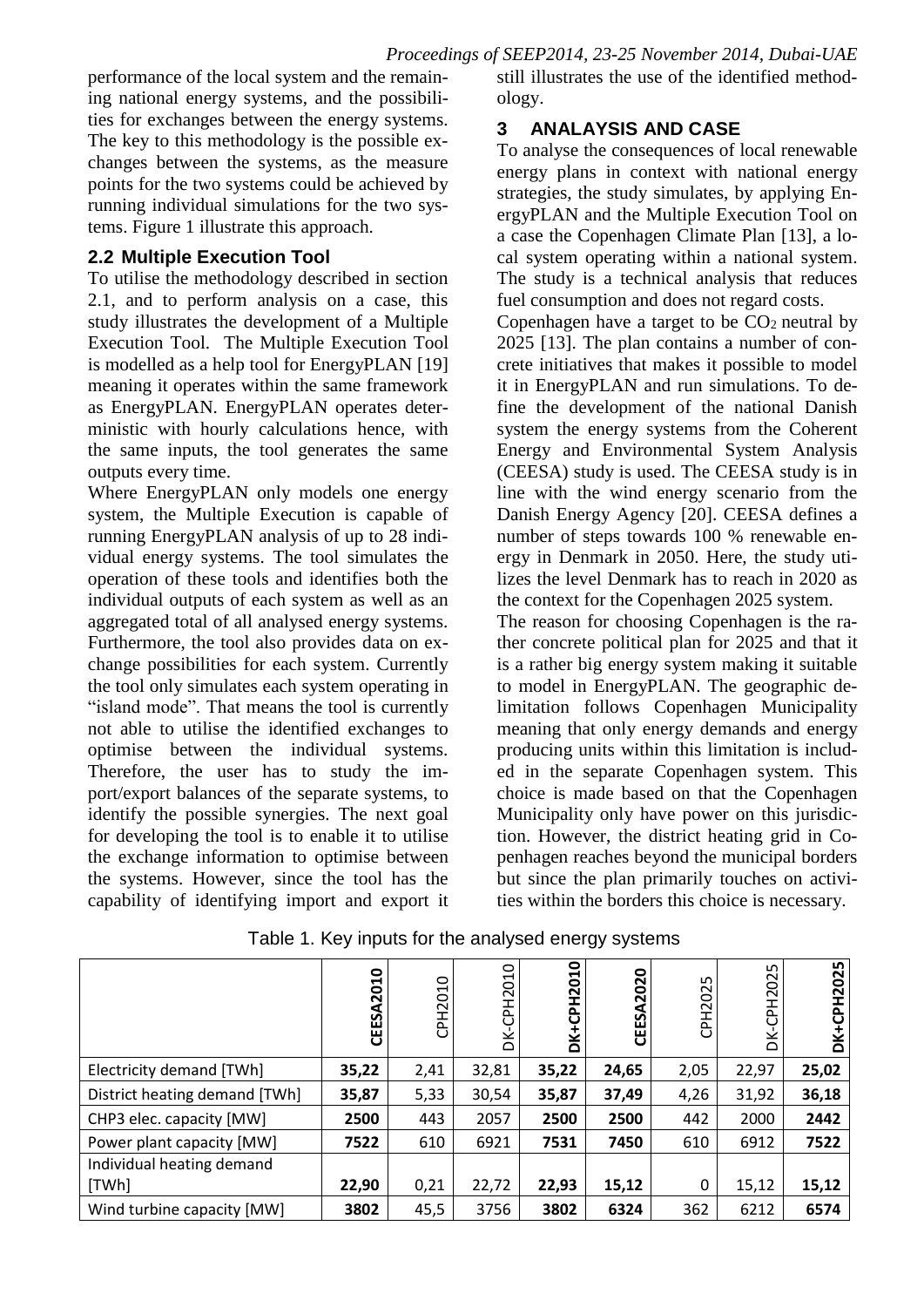performance of the local system and the remaining national energy systems, and the possibilities for exchanges between the energy systems. The key to this methodology is the possible exchanges between the systems, as the measure points for the two systems could be achieved by running individual simulations for the two systems. Figure 1 illustrate this approach.

## 2.2 Multiple Execution Tool

To utilise the methodology described in section 2.1, and to perform analysis on a case, this study illustrates the development of a Multiple Execution Tool. The Multiple Execution Tool is modelled as a help tool for EnergyPLAN [19] meaning it operates within the same framework as EnergyPLAN. EnergyPLAN operates deterministic with hourly calculations hence, with the same inputs, the tool generates the same outputs every time.

Where EnergyPLAN only models one energy system, the Multiple Execution is capable of running EnergyPLAN analysis of up to 28 individual energy systems. The tool simulates the operation of these tools and identifies both the individual outputs of each system as well as an aggregated total of all analysed energy systems. Furthermore, the tool also provides data on exchange possibilities for each system. Currently the tool only simulates each system operating in "island mode". That means the tool is currently not able to utilise the identified exchanges to optimise between the individual systems. Therefore, the user has to study the import/export balances of the separate systems, to identify the possible synergies. The next goal for developing the tool is to enable it to utilise the exchange information to optimise between the systems. However, since the tool has the capability of identifying import and export it still illustrates the use of the identified methodology.

# 3 ANALAYSIS AND CASE

To analyse the consequences of local renewable energy plans in context with national energy strategies, the study simulates, by applying EnergyPLAN and the Multiple Execution Tool on a case the Copenhagen Climate Plan [13], a local system operating within a national system. The study is a technical analysis that reduces fuel consumption and does not regard costs.

Copenhagen have a target to be $CO_2$ neutral by 2025 [13]. The plan contains a number of concrete initiatives that makes it possible to model it in EnergyPLAN and run simulations. To define the development of the national Danish system the energy systems from the Coherent Energy and Environmental System Analysis (CEESA) study is used. The CEESA study is in line with the wind energy scenario from the Danish Energy Agency [20]. CEESA defines a number of steps towards 100 % renewable energy in Denmark in 2050. Here, the study utilizes the level Denmark has to reach in 2020 as the context for the Copenhagen 2025 system.

The reason for choosing Copenhagen is the rather concrete political plan for 2025 and that it is a rather big energy system making it suitable to model in EnergyPLAN. The geographic delimitation follows Copenhagen Municipality meaning that only energy demands and energy producing units within this limitation is included in the separate Copenhagen system. This choice is made based on that the Copenhagen Municipality only have power on this jurisdiction. However, the district heating grid in Copenhagen reaches beyond the municipal borders but since the plan primarily touches on activities within the borders this choice is necessary.

Table 1. Key inputs for the analysed energy systems

| | **CEESA2010** | CPH2010 | DK-CPH2010 | **DK+CPH2010** | **CEESA2020** | CPH2025 | DK-CPH2025 | **DK+CPH2025** |
|---|---|---|---|---|---|---|---|---|
| Electricity demand [TWh] | **35,22** | 2,41 | 32,81 | **35,22** | **24,65** | 2,05 | 22,97 | **25,02** |
| District heating demand [TWh] | **35,87** | 5,33 | 30,54 | **35,87** | **37,49** | 4,26 | 31,92 | **36,18** |
| CHP3 elec. capacity [MW] | **2500** | 443 | 2057 | **2500** | **2500** | 442 | 2000 | **2442** |
| Power plant capacity [MW] | **7522** | 610 | 6921 | **7531** | **7450** | 610 | 6912 | **7522** |
| Individual heating demand [TWh] | **22,90** | 0,21 | 22,72 | **22,93** | **15,12** | 0 | 15,12 | **15,12** |
| Wind turbine capacity [MW] | **3802** | 45,5 | 3756 | **3802** | **6324** | 362 | 6212 | **6574** |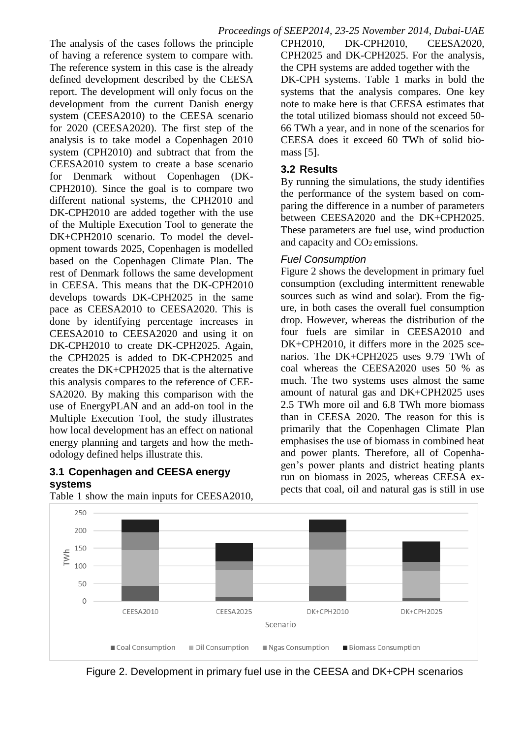The analysis of the cases follows the principle of having a reference system to compare with. The reference system in this case is the already defined development described by the CEESA report. The development will only focus on the development from the current Danish energy system (CEESA2010) to the CEESA scenario for 2020 (CEESA2020). The first step of the analysis is to take model a Copenhagen 2010 system (CPH2010) and subtract that from the CEESA2010 system to create a base scenario for Denmark without Copenhagen (DK-CPH2010). Since the goal is to compare two different national systems, the CPH2010 and DK-CPH2010 are added together with the use of the Multiple Execution Tool to generate the DK+CPH2010 scenario. To model the development towards 2025, Copenhagen is modelled based on the Copenhagen Climate Plan. The rest of Denmark follows the same development in CEESA. This means that the DK-CPH2010 develops towards DK-CPH2025 in the same pace as CEESA2010 to CEESA2020. This is done by identifying percentage increases in CEESA2010 to CEESA2020 and using it on DK-CPH2010 to create DK-CPH2025. Again, the CPH2025 is added to DK-CPH2025 and creates the DK+CPH2025 that is the alternative this analysis compares to the reference of CEESA2020. By making this comparison with the use of EnergyPLAN and an add-on tool in the Multiple Execution Tool, the study illustrates how local development has an effect on national energy planning and targets and how the methodology defined helps illustrate this.

### 3.1 Copenhagen and CEESA energy systems

Table 1 show the main inputs for CEESA2010, CPH2010, DK-CPH2010, CEESA2020, CPH2025 and DK-CPH2025. For the analysis, the CPH systems are added together with the DK-CPH systems. Table 1 marks in bold the systems that the analysis compares. One key note to make here is that CEESA estimates that the total utilized biomass should not exceed 50-66 TWh a year, and in none of the scenarios for CEESA does it exceed 60 TWh of solid biomass [5].

### 3.2 Results

By running the simulations, the study identifies the performance of the system based on comparing the difference in a number of parameters between CEESA2020 and the DK+CPH2025. These parameters are fuel use, wind production and capacity and $CO_2$ emissions.

#### *Fuel Consumption*

Figure 2 shows the development in primary fuel consumption (excluding intermittent renewable sources such as wind and solar). From the figure, in both cases the overall fuel consumption drop. However, whereas the distribution of the four fuels are similar in CEESA2010 and DK+CPH2010, it differs more in the 2025 scenarios. The DK+CPH2025 uses 9.79 TWh of coal whereas the CEESA2020 uses 50 % as much. The two systems uses almost the same amount of natural gas and DK+CPH2025 uses 2.5 TWh more oil and 6.8 TWh more biomass than in CEESA 2020. The reason for this is primarily that the Copenhagen Climate Plan emphasises the use of biomass in combined heat and power plants. Therefore, all of Copenhagen's power plants and district heating plants run on biomass in 2025, whereas CEESA expects that coal, oil and natural gas is still in use

Figure 2. Development in primary fuel use in the CEESA and DK+CPH scenarios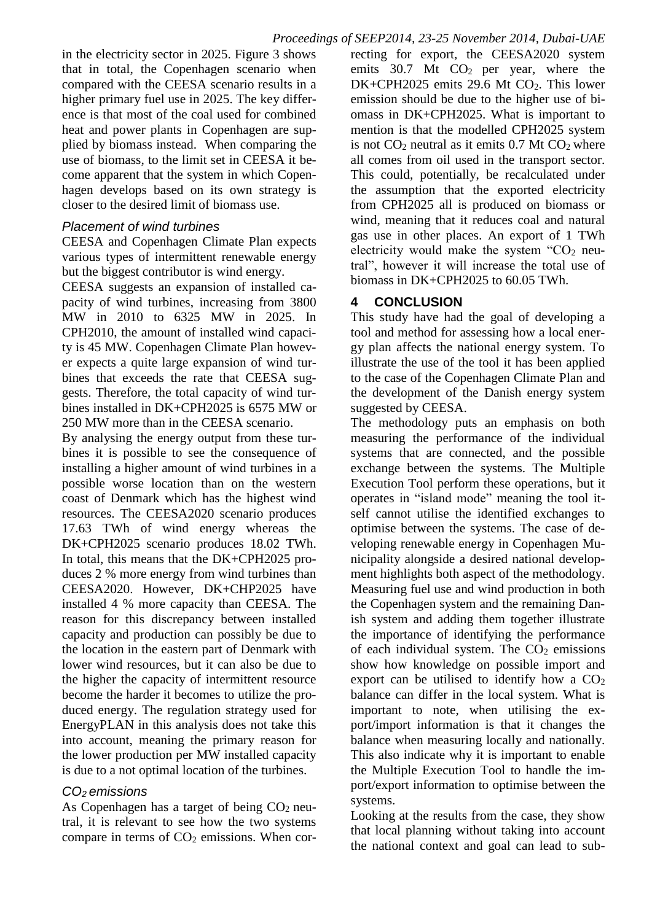in the electricity sector in 2025. Figure 3 shows that in total, the Copenhagen scenario when compared with the CEESA scenario results in a higher primary fuel use in 2025. The key difference is that most of the coal used for combined heat and power plants in Copenhagen are supplied by biomass instead. When comparing the use of biomass, to the limit set in CEESA it become apparent that the system in which Copenhagen develops based on its own strategy is closer to the desired limit of biomass use.

### *Placement of wind turbines*

CEESA and Copenhagen Climate Plan expects various types of intermittent renewable energy but the biggest contributor is wind energy.

CEESA suggests an expansion of installed capacity of wind turbines, increasing from 3800 MW in 2010 to 6325 MW in 2025. In CPH2010, the amount of installed wind capacity is 45 MW. Copenhagen Climate Plan however expects a quite large expansion of wind turbines that exceeds the rate that CEESA suggests. Therefore, the total capacity of wind turbines installed in DK+CPH2025 is 6575 MW or 250 MW more than in the CEESA scenario.

By analysing the energy output from these turbines it is possible to see the consequence of installing a higher amount of wind turbines in a possible worse location than on the western coast of Denmark which has the highest wind resources. The CEESA2020 scenario produces 17.63 TWh of wind energy whereas the DK+CPH2025 scenario produces 18.02 TWh. In total, this means that the DK+CPH2025 produces 2 % more energy from wind turbines than CEESA2020. However, DK+CHP2025 have installed 4 % more capacity than CEESA. The reason for this discrepancy between installed capacity and production can possibly be due to the location in the eastern part of Denmark with lower wind resources, but it can also be due to the higher the capacity of intermittent resource become the harder it becomes to utilize the produced energy. The regulation strategy used for EnergyPLAN in this analysis does not take this into account, meaning the primary reason for the lower production per MW installed capacity is due to a not optimal location of the turbines.

### *$CO_2$ emissions*

As Copenhagen has a target of being $CO_2$ neutral, it is relevant to see how the two systems compare in terms of $CO_2$ emissions. When correcting for export, the CEESA2020 system emits 30.7 Mt $CO_2$ per year, where the DK+CPH2025 emits 29.6 Mt $CO_2$. This lower emission should be due to the higher use of biomass in DK+CPH2025. What is important to mention is that the modelled CPH2025 system is not $CO_2$ neutral as it emits 0.7 Mt $CO_2$ where all comes from oil used in the transport sector. This could, potentially, be recalculated under the assumption that the exported electricity from CPH2025 all is produced on biomass or wind, meaning that it reduces coal and natural gas use in other places. An export of 1 TWh electricity would make the system "$CO_2$ neutral", however it will increase the total use of biomass in DK+CPH2025 to 60.05 TWh.

## 4 CONCLUSION

This study have had the goal of developing a tool and method for assessing how a local energy plan affects the national energy system. To illustrate the use of the tool it has been applied to the case of the Copenhagen Climate Plan and the development of the Danish energy system suggested by CEESA.

The methodology puts an emphasis on both measuring the performance of the individual systems that are connected, and the possible exchange between the systems. The Multiple Execution Tool perform these operations, but it operates in "island mode" meaning the tool itself cannot utilise the identified exchanges to optimise between the systems. The case of developing renewable energy in Copenhagen Municipality alongside a desired national development highlights both aspect of the methodology. Measuring fuel use and wind production in both the Copenhagen system and the remaining Danish system and adding them together illustrate the importance of identifying the performance of each individual system. The $CO_2$ emissions show how knowledge on possible import and export can be utilised to identify how a $CO_2$ balance can differ in the local system. What is important to note, when utilising the export/import information is that it changes the balance when measuring locally and nationally. This also indicate why it is important to enable the Multiple Execution Tool to handle the import/export information to optimise between the systems.

Looking at the results from the case, they show that local planning without taking into account the national context and goal can lead to sub-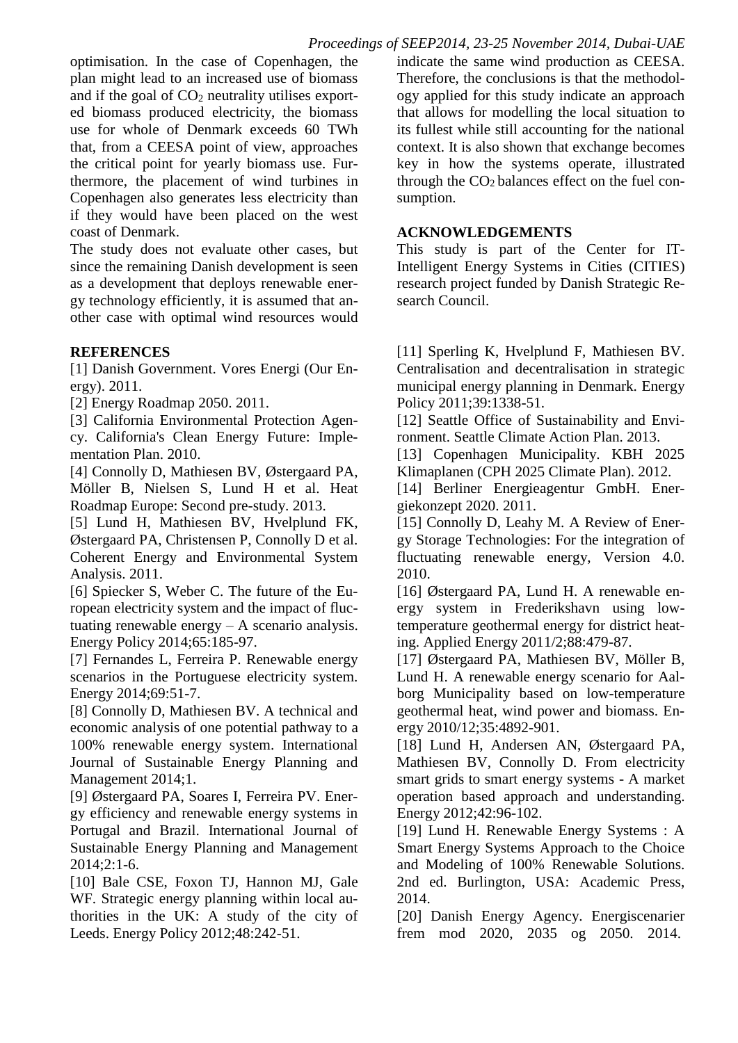optimisation. In the case of Copenhagen, the plan might lead to an increased use of biomass and if the goal of $CO_2$ neutrality utilises exported biomass produced electricity, the biomass use for whole of Denmark exceeds 60 TWh that, from a CEESA point of view, approaches the critical point for yearly biomass use. Furthermore, the placement of wind turbines in Copenhagen also generates less electricity than if they would have been placed on the west coast of Denmark.

The study does not evaluate other cases, but since the remaining Danish development is seen as a development that deploys renewable energy technology efficiently, it is assumed that another case with optimal wind resources would indicate the same wind production as CEESA. Therefore, the conclusions is that the methodology applied for this study indicate an approach that allows for modelling the local situation to its fullest while still accounting for the national context. It is also shown that exchange becomes key in how the systems operate, illustrated through the $CO_2$ balances effect on the fuel consumption.

## ACKNOWLEDGEMENTS

This study is part of the Center for IT-Intelligent Energy Systems in Cities (CITIES) research project funded by Danish Strategic Research Council.

## REFERENCES

[1] Danish Government. Vores Energi (Our Energy). 2011.

[2] Energy Roadmap 2050. 2011.

[3] California Environmental Protection Agency. California's Clean Energy Future: Implementation Plan. 2010.

[4] Connolly D, Mathiesen BV, Østergaard PA, Möller B, Nielsen S, Lund H et al. Heat Roadmap Europe: Second pre-study. 2013.

[5] Lund H, Mathiesen BV, Hvelplund FK, Østergaard PA, Christensen P, Connolly D et al. Coherent Energy and Environmental System Analysis. 2011.

[6] Spiecker S, Weber C. The future of the European electricity system and the impact of fluctuating renewable energy – A scenario analysis. Energy Policy 2014;65:185-97.

[7] Fernandes L, Ferreira P. Renewable energy scenarios in the Portuguese electricity system. Energy 2014;69:51-7.

[8] Connolly D, Mathiesen BV. A technical and economic analysis of one potential pathway to a 100% renewable energy system. International Journal of Sustainable Energy Planning and Management 2014;1.

[9] Østergaard PA, Soares I, Ferreira PV. Energy efficiency and renewable energy systems in Portugal and Brazil. International Journal of Sustainable Energy Planning and Management 2014;2:1-6.

[10] Bale CSE, Foxon TJ, Hannon MJ, Gale WF. Strategic energy planning within local authorities in the UK: A study of the city of Leeds. Energy Policy 2012;48:242-51.

[11] Sperling K, Hvelplund F, Mathiesen BV. Centralisation and decentralisation in strategic municipal energy planning in Denmark. Energy Policy 2011;39:1338-51.

[12] Seattle Office of Sustainability and Environment. Seattle Climate Action Plan. 2013.

[13] Copenhagen Municipality. KBH 2025 Klimaplanen (CPH 2025 Climate Plan). 2012.

[14] Berliner Energieagentur GmbH. Energiekonzept 2020. 2011.

[15] Connolly D, Leahy M. A Review of Energy Storage Technologies: For the integration of fluctuating renewable energy, Version 4.0. 2010.

[16] Østergaard PA, Lund H. A renewable energy system in Frederikshavn using low-temperature geothermal energy for district heating. Applied Energy 2011/2;88:479-87.

[17] Østergaard PA, Mathiesen BV, Möller B, Lund H. A renewable energy scenario for Aalborg Municipality based on low-temperature geothermal heat, wind power and biomass. Energy 2010/12;35:4892-901.

[18] Lund H, Andersen AN, Østergaard PA, Mathiesen BV, Connolly D. From electricity smart grids to smart energy systems - A market operation based approach and understanding. Energy 2012;42:96-102.

[19] Lund H. Renewable Energy Systems : A Smart Energy Systems Approach to the Choice and Modeling of 100% Renewable Solutions. 2nd ed. Burlington, USA: Academic Press, 2014.

[20] Danish Energy Agency. Energiscenarier frem mod 2020, 2035 og 2050. 2014.